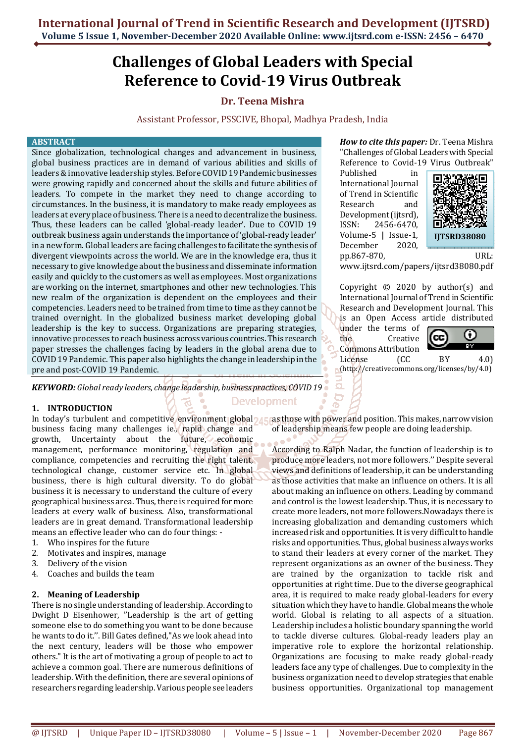# Challenges of Global Leaders with Special Reference to Covid-19 Virus Outbreak

**Dr. Teena Mishra**

Assistant Professor, PSSCIVE, Bhopal, Madhya Pradesh, India

## ABSTRACT

Since globalization, technological changes and advancement in business, global business practices are in demand of various abilities and skills of leaders & innovative leadership styles. Before COVID 19 Pandemic businesses were growing rapidly and concerned about the skills and future abilities of leaders. To compete in the market they need to change according to circumstances. In the business, it is mandatory to make ready employees as leaders at every place of business. There is a need to decentralize the business. Thus, these leaders can be called 'global-ready leader'. Due to COVID 19 outbreak business again understands the importance of 'global-ready leader' in a new form. Global leaders are facing challenges to facilitate the synthesis of divergent viewpoints across the world. We are in the knowledge era, thus it necessary to give knowledge about the business and disseminate information easily and quickly to the customers as well as employees. Most organizations are working on the internet, smartphones and other new technologies. This new realm of the organization is dependent on the employees and their competencies. Leaders need to be trained from time to time as they cannot be trained overnight. In the globalized business market developing global leadership is the key to success. Organizations are preparing strategies, innovative processes to reach business across various countries. This research paper stresses the challenges facing by leaders in the global arena due to COVID 19 Pandemic. This paper also highlights the change in leadership in the pre and post-COVID 19 Pandemic.

***KEYWORD:*** *Global ready leaders, change leadership, business practices, COVID 19*

***How to cite this paper:*** Dr. Teena Mishra "Challenges of Global Leaders with Special Reference to Covid-19 Virus Outbreak" Published in International Journal of Trend in Scientific Research and Development (ijtsrd), ISSN: 2456-6470, Volume-5 | Issue-1, December 2020, pp.867-870, URL: www.ijtsrd.com/papers/ijtsrd38080.pdf

IJTSRD38080

Copyright © 2020 by author(s) and International Journal of Trend in Scientific Research and Development Journal. This is an Open Access article distributed under the terms of the Creative Commons Attribution License (CC BY 4.0) (http://creativecommons.org/licenses/by/4.0)

## 1. INTRODUCTION

In today's turbulent and competitive environment global business facing many challenges ie., rapid change and growth, Uncertainty about the future, economic management, performance monitoring, regulation and compliance, competencies and recruiting the right talent, technological change, customer service etc. In global business, there is high cultural diversity. To do global business it is necessary to understand the culture of every geographical business area. Thus, there is required for more leaders at every walk of business. Also, transformational leaders are in great demand. Transformational leadership means an effective leader who can do four things: -

1. Who inspires for the future
2. Motivates and inspires, manage
3. Delivery of the vision
4. Coaches and builds the team

## 2. Meaning of Leadership

There is no single understanding of leadership. According to Dwight D Eisenhower, ''Leadership is the art of getting someone else to do something you want to be done because he wants to do it.''. Bill Gates defined,"As we look ahead into the next century, leaders will be those who empower others." It is the art of motivating a group of people to act to achieve a common goal. There are numerous definitions of leadership. With the definition, there are several opinions of researchers regarding leadership. Various people see leaders as those with power and position. This makes, narrow vision of leadership means few people are doing leadership.

According to Ralph Nadar, the function of leadership is to produce more leaders, not more followers.'' Despite several views and definitions of leadership, it can be understanding as those activities that make an influence on others. It is all about making an influence on others. Leading by command and control is the lowest leadership. Thus, it is necessary to create more leaders, not more followers.Nowadays there is increasing globalization and demanding customers which increased risk and opportunities. It is very difficult to handle risks and opportunities. Thus, global business always works to stand their leaders at every corner of the market. They represent organizations as an owner of the business. They are trained by the organization to tackle risk and opportunities at right time. Due to the diverse geographical area, it is required to make ready global-leaders for every situation which they have to handle. Global means the whole world. Global is relating to all aspects of a situation. Leadership includes a holistic boundary spanning the world to tackle diverse cultures. Global-ready leaders play an imperative role to explore the horizontal relationship. Organizations are focusing to make ready global-ready leaders face any type of challenges. Due to complexity in the business organization need to develop strategies that enable business opportunities. Organizational top management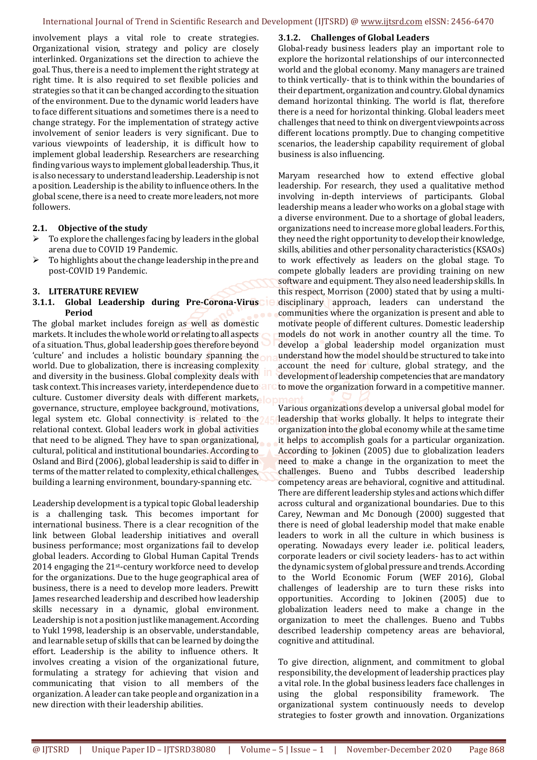involvement plays a vital role to create strategies. Organizational vision, strategy and policy are closely interlinked. Organizations set the direction to achieve the goal. Thus, there is a need to implement the right strategy at right time. It is also required to set flexible policies and strategies so that it can be changed according to the situation of the environment. Due to the dynamic world leaders have to face different situations and sometimes there is a need to change strategy. For the implementation of strategy active involvement of senior leaders is very significant. Due to various viewpoints of leadership, it is difficult how to implement global leadership. Researchers are researching finding various ways to implement global leadership. Thus, it is also necessary to understand leadership. Leadership is not a position. Leadership is the ability to influence others. In the global scene, there is a need to create more leaders, not more followers.

## 2.1. Objective of the study

- To explore the challenges facing by leaders in the global arena due to COVID 19 Pandemic.
- To highlights about the change leadership in the pre and post-COVID 19 Pandemic.

# 3. LITERATURE REVIEW

### 3.1.1. Global Leadership during Pre-Corona-Virus Period

The global market includes foreign as well as domestic markets. It includes the whole world or relating to all aspects of a situation. Thus, global leadership goes therefore beyond 'culture' and includes a holistic boundary spanning the world. Due to globalization, there is increasing complexity and diversity in the business. Global complexity deals with task context. This increases variety, interdependence due to culture. Customer diversity deals with different markets, governance, structure, employee background, motivations, legal system etc. Global connectivity is related to the relational context. Global leaders work in global activities that need to be aligned. They have to span organizational, cultural, political and institutional boundaries. According to Osland and Bird (2006), global leadership is said to differ in terms of the matter related to complexity, ethical challenges, building a learning environment, boundary-spanning etc.

Leadership development is a typical topic Global leadership is a challenging task. This becomes important for international business. There is a clear recognition of the link between Global leadership initiatives and overall business performance; most organizations fail to develop global leaders. According to Global Human Capital Trends 2014 engaging the 21st-century workforce need to develop for the organizations. Due to the huge geographical area of business, there is a need to develop more leaders. Prewitt James researched leadership and described how leadership skills necessary in a dynamic, global environment. Leadership is not a position just like management. According to Yukl 1998, leadership is an observable, understandable, and learnable setup of skills that can be learned by doing the effort. Leadership is the ability to influence others. It involves creating a vision of the organizational future, formulating a strategy for achieving that vision and communicating that vision to all members of the organization. A leader can take people and organization in a new direction with their leadership abilities.

### 3.1.2. Challenges of Global Leaders

Global-ready business leaders play an important role to explore the horizontal relationships of our interconnected world and the global economy. Many managers are trained to think vertically- that is to think within the boundaries of their department, organization and country. Global dynamics demand horizontal thinking. The world is flat, therefore there is a need for horizontal thinking. Global leaders meet challenges that need to think on divergent viewpoints across different locations promptly. Due to changing competitive scenarios, the leadership capability requirement of global business is also influencing.

Maryam researched how to extend effective global leadership. For research, they used a qualitative method involving in-depth interviews of participants. Global leadership means a leader who works on a global stage with a diverse environment. Due to a shortage of global leaders, organizations need to increase more global leaders. For this, they need the right opportunity to develop their knowledge, skills, abilities and other personality characteristics (KSAOs) to work effectively as leaders on the global stage. To compete globally leaders are providing training on new software and equipment. They also need leadership skills. In this respect, Morrison (2000) stated that by using a multi-disciplinary approach, leaders can understand the communities where the organization is present and able to motivate people of different cultures. Domestic leadership models do not work in another country all the time. To develop a global leadership model organization must understand how the model should be structured to take into account the need for culture, global strategy, and the development of leadership competencies that are mandatory to move the organization forward in a competitive manner.

Various organizations develop a universal global model for leadership that works globally. It helps to integrate their organization into the global economy while at the same time it helps to accomplish goals for a particular organization. According to Jokinen (2005) due to globalization leaders need to make a change in the organization to meet the challenges. Bueno and Tubbs described leadership competency areas are behavioral, cognitive and attitudinal. There are different leadership styles and actions which differ across cultural and organizational boundaries. Due to this Carey, Newman and Mc Donough (2000) suggested that there is need of global leadership model that make enable leaders to work in all the culture in which business is operating. Nowadays every leader i.e. political leaders, corporate leaders or civil society leaders- has to act within the dynamic system of global pressure and trends. According to the World Economic Forum (WEF 2016), Global challenges of leadership are to turn these risks into opportunities. According to Jokinen (2005) due to globalization leaders need to make a change in the organization to meet the challenges. Bueno and Tubbs described leadership competency areas are behavioral, cognitive and attitudinal.

To give direction, alignment, and commitment to global responsibility, the development of leadership practices play a vital role. In the global business leaders face challenges in using the global responsibility framework. The organizational system continuously needs to develop strategies to foster growth and innovation. Organizations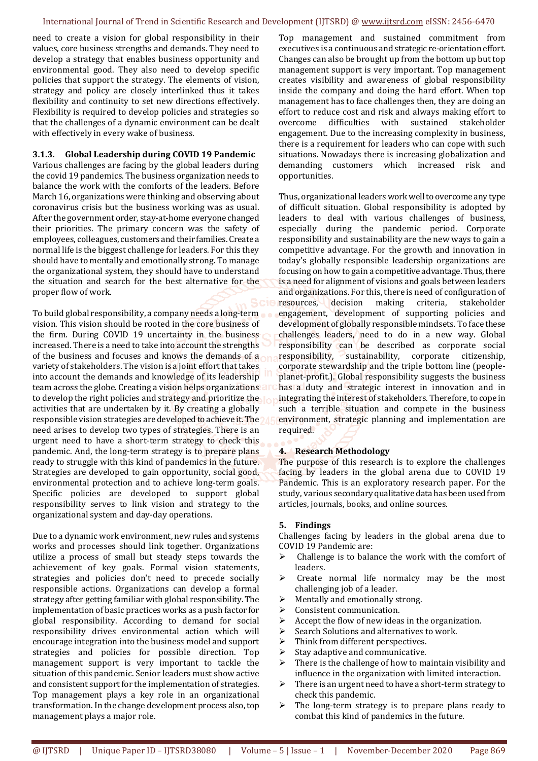need to create a vision for global responsibility in their values, core business strengths and demands. They need to develop a strategy that enables business opportunity and environmental good. They also need to develop specific policies that support the strategy. The elements of vision, strategy and policy are closely interlinked thus it takes flexibility and continuity to set new directions effectively. Flexibility is required to develop policies and strategies so that the challenges of a dynamic environment can be dealt with effectively in every wake of business.

### 3.1.3. Global Leadership during COVID 19 Pandemic

Various challenges are facing by the global leaders during the covid 19 pandemics. The business organization needs to balance the work with the comforts of the leaders. Before March 16, organizations were thinking and observing about coronavirus crisis but the business working was as usual. After the government order, stay-at-home everyone changed their priorities. The primary concern was the safety of employees, colleagues, customers and their families. Create a normal life is the biggest challenge for leaders. For this they should have to mentally and emotionally strong. To manage the organizational system, they should have to understand the situation and search for the best alternative for the proper flow of work.

To build global responsibility, a company needs a long-term vision. This vision should be rooted in the core business of the firm. During COVID 19 uncertainty in the business increased. There is a need to take into account the strengths of the business and focuses and knows the demands of a variety of stakeholders. The vision is a joint effort that takes into account the demands and knowledge of its leadership team across the globe. Creating a vision helps organizations to develop the right policies and strategy and prioritize the activities that are undertaken by it. By creating a globally responsible vision strategies are developed to achieve it. The need arises to develop two types of strategies. There is an urgent need to have a short-term strategy to check this pandemic. And, the long-term strategy is to prepare plans ready to struggle with this kind of pandemics in the future. Strategies are developed to gain opportunity, social good, environmental protection and to achieve long-term goals. Specific policies are developed to support global responsibility serves to link vision and strategy to the organizational system and day-day operations.

Due to a dynamic work environment, new rules and systems works and processes should link together. Organizations utilize a process of small but steady steps towards the achievement of key goals. Formal vision statements, strategies and policies don't need to precede socially responsible actions. Organizations can develop a formal strategy after getting familiar with global responsibility. The implementation of basic practices works as a push factor for global responsibility. According to demand for social responsibility drives environmental action which will encourage integration into the business model and support strategies and policies for possible direction. Top management support is very important to tackle the situation of this pandemic. Senior leaders must show active and consistent support for the implementation of strategies. Top management plays a key role in an organizational transformation. In the change development process also, top management plays a major role.

Top management and sustained commitment from executives is a continuous and strategic re-orientation effort. Changes can also be brought up from the bottom up but top management support is very important. Top management creates visibility and awareness of global responsibility inside the company and doing the hard effort. When top management has to face challenges then, they are doing an effort to reduce cost and risk and always making effort to overcome difficulties with sustained stakeholder engagement. Due to the increasing complexity in business, there is a requirement for leaders who can cope with such situations. Nowadays there is increasing globalization and demanding customers which increased risk and opportunities.

Thus, organizational leaders work well to overcome any type of difficult situation. Global responsibility is adopted by leaders to deal with various challenges of business, especially during the pandemic period. Corporate responsibility and sustainability are the new ways to gain a competitive advantage. For the growth and innovation in today's globally responsible leadership organizations are focusing on how to gain a competitive advantage. Thus, there is a need for alignment of visions and goals between leaders and organizations. For this, there is need of configuration of resources, decision making criteria, stakeholder engagement, development of supporting policies and development of globally responsible mindsets. To face these challenges leaders, need to do in a new way. Global responsibility can be described as corporate social responsibility, sustainability, corporate citizenship, corporate stewardship and the triple bottom line (people-planet-profit.). Global responsibility suggests the business has a duty and strategic interest in innovation and in integrating the interest of stakeholders. Therefore, to cope in such a terrible situation and compete in the business environment, strategic planning and implementation are required.

## 4. Research Methodology

The purpose of this research is to explore the challenges facing by leaders in the global arena due to COVID 19 Pandemic. This is an exploratory research paper. For the study, various secondary qualitative data has been used from articles, journals, books, and online sources.

## 5. Findings

Challenges facing by leaders in the global arena due to COVID 19 Pandemic are:

- Challenge is to balance the work with the comfort of leaders.
- Create normal life normalcy may be the most challenging job of a leader.
- Mentally and emotionally strong.
- Consistent communication.
- Accept the flow of new ideas in the organization.
- Search Solutions and alternatives to work.
- Think from different perspectives.
- Stay adaptive and communicative.
- There is the challenge of how to maintain visibility and influence in the organization with limited interaction.
- There is an urgent need to have a short-term strategy to check this pandemic.
- The long-term strategy is to prepare plans ready to combat this kind of pandemics in the future.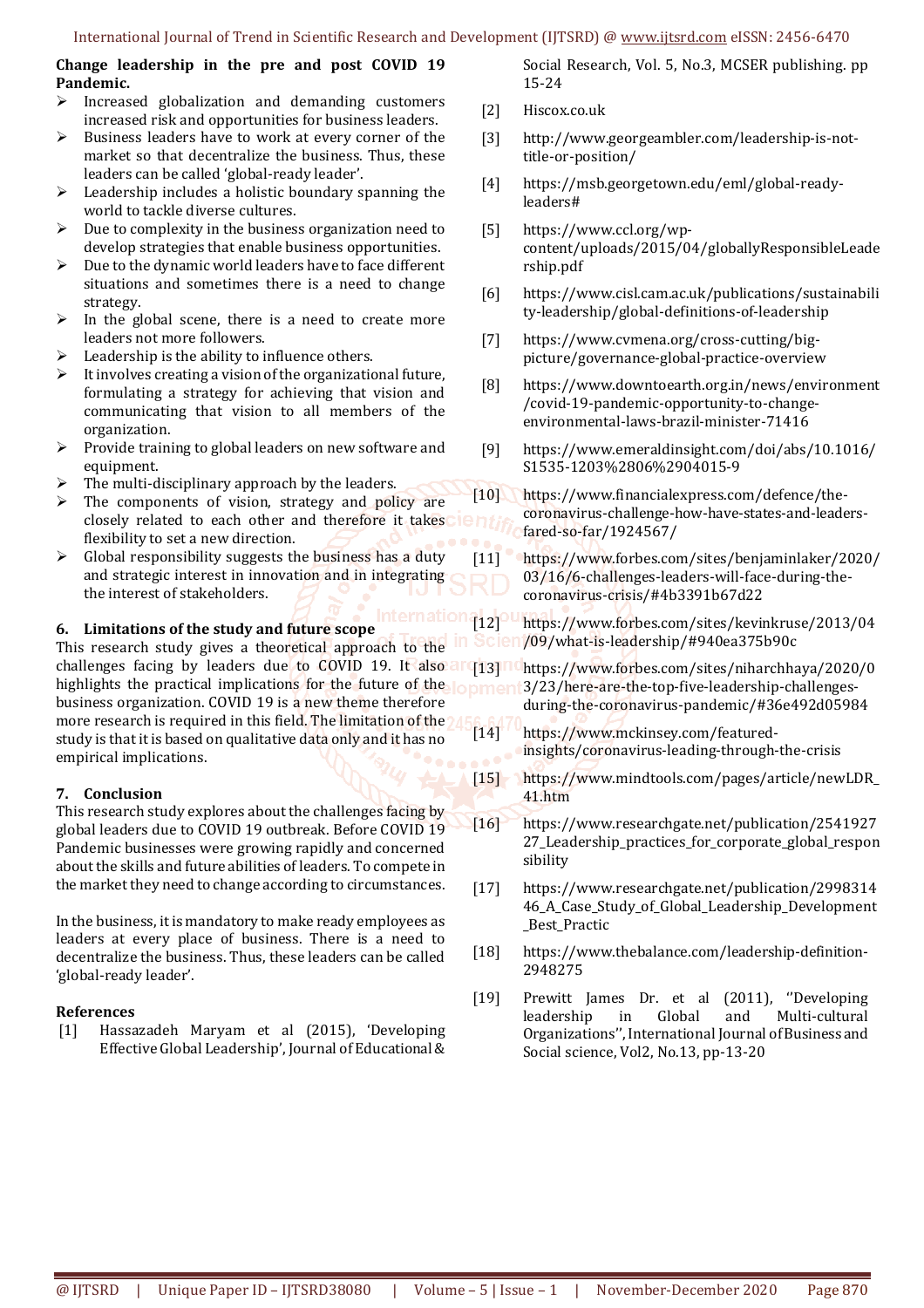**Change leadership in the pre and post COVID 19 Pandemic.**

- Increased globalization and demanding customers increased risk and opportunities for business leaders.
- Business leaders have to work at every corner of the market so that decentralize the business. Thus, these leaders can be called 'global-ready leader'.
- Leadership includes a holistic boundary spanning the world to tackle diverse cultures.
- Due to complexity in the business organization need to develop strategies that enable business opportunities.
- Due to the dynamic world leaders have to face different situations and sometimes there is a need to change strategy.
- In the global scene, there is a need to create more leaders not more followers.
- Leadership is the ability to influence others.
- It involves creating a vision of the organizational future, formulating a strategy for achieving that vision and communicating that vision to all members of the organization.
- Provide training to global leaders on new software and equipment.
- The multi-disciplinary approach by the leaders.
- The components of vision, strategy and policy are closely related to each other and therefore it takes flexibility to set a new direction.
- Global responsibility suggests the business has a duty and strategic interest in innovation and in integrating the interest of stakeholders.

## 6. Limitations of the study and future scope

This research study gives a theoretical approach to the challenges facing by leaders due to COVID 19. It also highlights the practical implications for the future of the business organization. COVID 19 is a new theme therefore more research is required in this field. The limitation of the study is that it is based on qualitative data only and it has no empirical implications.

## 7. Conclusion

This research study explores about the challenges facing by global leaders due to COVID 19 outbreak. Before COVID 19 Pandemic businesses were growing rapidly and concerned about the skills and future abilities of leaders. To compete in the market they need to change according to circumstances.

In the business, it is mandatory to make ready employees as leaders at every place of business. There is a need to decentralize the business. Thus, these leaders can be called 'global-ready leader'.

## References

[1] Hassazadeh Maryam et al (2015), 'Developing Effective Global Leadership', Journal of Educational & Social Research, Vol. 5, No.3, MCSER publishing. pp 15-24

[2] Hiscox.co.uk

[3] http://www.georgeambler.com/leadership-is-not-title-or-position/

[4] https://msb.georgetown.edu/eml/global-ready-leaders#

[5] https://www.ccl.org/wp-content/uploads/2015/04/globallyResponsibleLeadership.pdf

[6] https://www.cisl.cam.ac.uk/publications/sustainability-leadership/global-definitions-of-leadership

[7] https://www.cvmena.org/cross-cutting/big-picture/governance-global-practice-overview

[8] https://www.downtoearth.org.in/news/environment/covid-19-pandemic-opportunity-to-change-environmental-laws-brazil-minister-71416

[9] https://www.emeraldinsight.com/doi/abs/10.1016/S1535-1203%2806%2904015-9

[10] https://www.financialexpress.com/defence/the-coronavirus-challenge-how-have-states-and-leaders-fared-so-far/1924567/

[11] https://www.forbes.com/sites/benjaminlaker/2020/03/16/6-challenges-leaders-will-face-during-the-coronavirus-crisis/#4b3391b67d22

[12] https://www.forbes.com/sites/kevinkruse/2013/04/09/what-is-leadership/#940ea375b90c

[13] https://www.forbes.com/sites/niharchhaya/2020/03/23/here-are-the-top-five-leadership-challenges-during-the-coronavirus-pandemic/#36e492d05984

[14] https://www.mckinsey.com/featured-insights/coronavirus-leading-through-the-crisis

[15] https://www.mindtools.com/pages/article/newLDR_41.htm

[16] https://www.researchgate.net/publication/254192727_Leadership_practices_for_corporate_global_responsibility

[17] https://www.researchgate.net/publication/299831446_A_Case_Study_of_Global_Leadership_Development_Best_Practic

[18] https://www.thebalance.com/leadership-definition-2948275

[19] Prewitt James Dr. et al (2011), ''Developing leadership in Global and Multi-cultural Organizations'', International Journal of Business and Social science, Vol2, No.13, pp-13-20